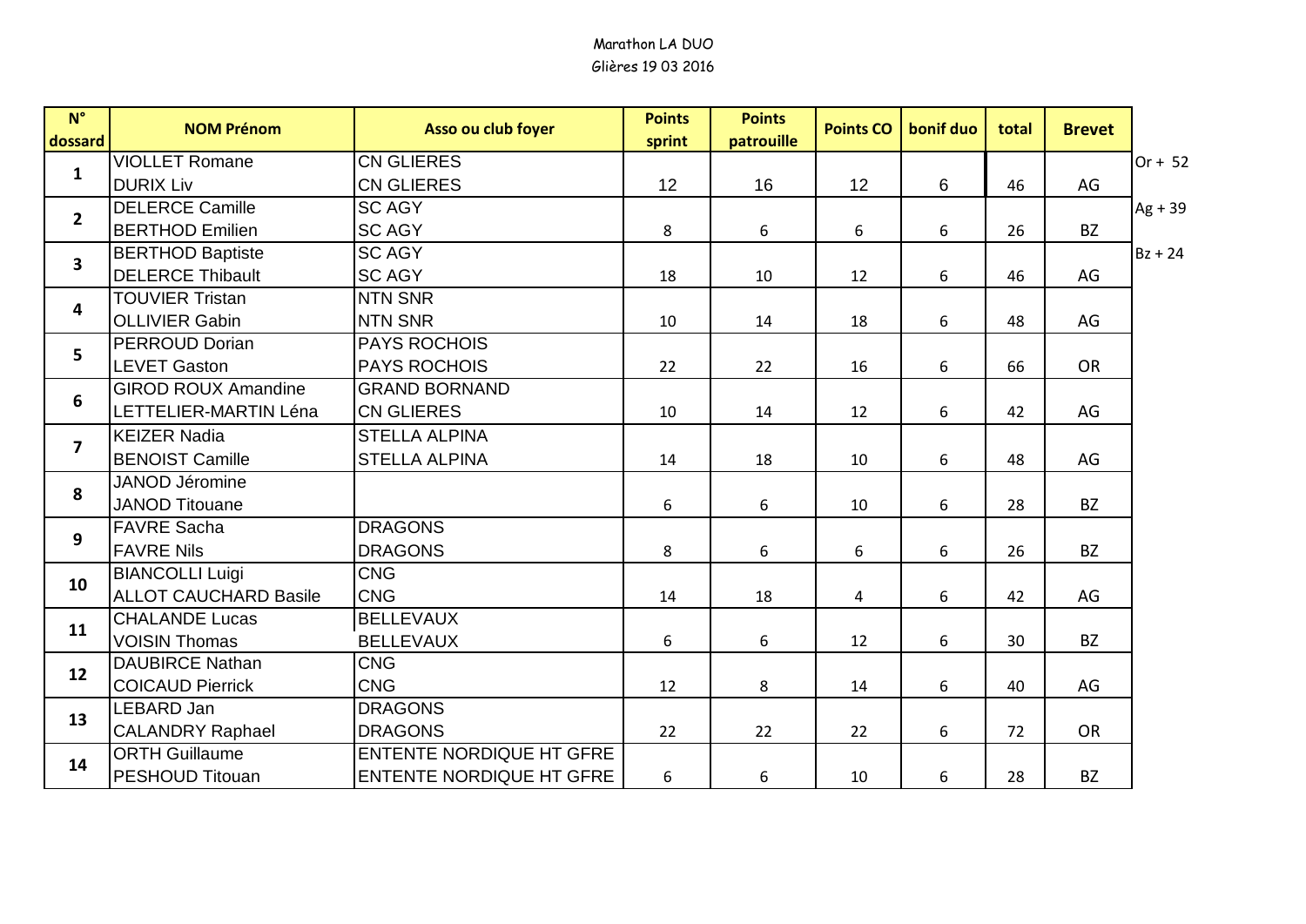Marathon LA DUO

Glières 19 03 2016

| N° dossard | NOM Prénom | Asso ou club foyer | Points sprint | Points patrouille | Points CO | bonif duo | total | Brevet | |
|---|---|---|---|---|---|---|---|---|---|
| 1 | VIOLLET Romane | CN GLIERES | | | | | | | Or + 52 |
| | DURIX Liv | CN GLIERES | 12 | 16 | 12 | 6 | 46 | AG | |
| 2 | DELERCE Camille | SC AGY | | | | | | | Ag + 39 |
| | BERTHOD Emilien | SC AGY | 8 | 6 | 6 | 6 | 26 | BZ | |
| 3 | BERTHOD Baptiste | SC AGY | | | | | | | Bz + 24 |
| | DELERCE Thibault | SC AGY | 18 | 10 | 12 | 6 | 46 | AG | |
| 4 | TOUVIER Tristan | NTN SNR | | | | | | | |
| | OLLIVIER Gabin | NTN SNR | 10 | 14 | 18 | 6 | 48 | AG | |
| 5 | PERROUD Dorian | PAYS ROCHOIS | | | | | | | |
| | LEVET Gaston | PAYS ROCHOIS | 22 | 22 | 16 | 6 | 66 | OR | |
| 6 | GIROD ROUX Amandine | GRAND BORNAND | | | | | | | |
| | LETTELIER-MARTIN Léna | CN GLIERES | 10 | 14 | 12 | 6 | 42 | AG | |
| 7 | KEIZER Nadia | STELLA ALPINA | | | | | | | |
| | BENOIST Camille | STELLA ALPINA | 14 | 18 | 10 | 6 | 48 | AG | |
| 8 | JANOD Jéromine | | | | | | | | |
| | JANOD Titouane | | 6 | 6 | 10 | 6 | 28 | BZ | |
| 9 | FAVRE Sacha | DRAGONS | | | | | | | |
| | FAVRE Nils | DRAGONS | 8 | 6 | 6 | 6 | 26 | BZ | |
| 10 | BIANCOLLI Luigi | CNG | | | | | | | |
| | ALLOT CAUCHARD Basile | CNG | 14 | 18 | 4 | 6 | 42 | AG | |
| 11 | CHALANDE Lucas | BELLEVAUX | | | | | | | |
| | VOISIN Thomas | BELLEVAUX | 6 | 6 | 12 | 6 | 30 | BZ | |
| 12 | DAUBIRCE Nathan | CNG | | | | | | | |
| | COICAUD Pierrick | CNG | 12 | 8 | 14 | 6 | 40 | AG | |
| 13 | LEBARD Jan | DRAGONS | | | | | | | |
| | CALANDRY Raphael | DRAGONS | 22 | 22 | 22 | 6 | 72 | OR | |
| 14 | ORTH Guillaume | ENTENTE NORDIQUE HT GFRE | | | | | | | |
| | PESHOUD Titouan | ENTENTE NORDIQUE HT GFRE | 6 | 6 | 10 | 6 | 28 | BZ | |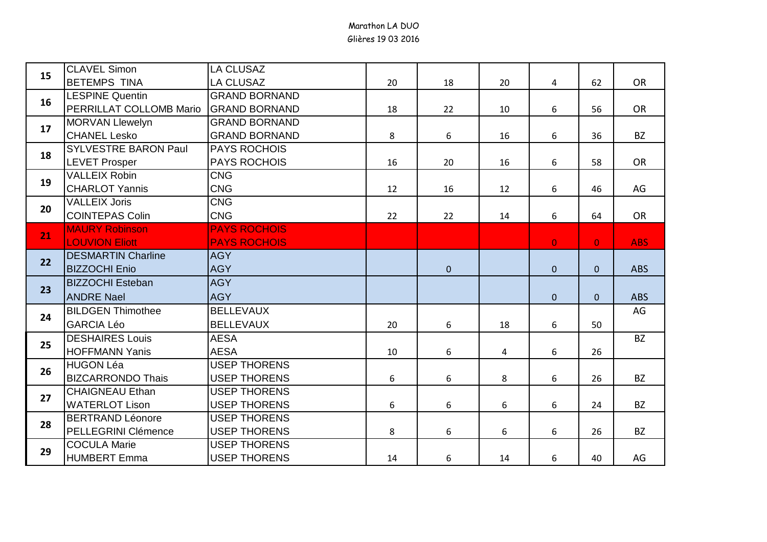Marathon LA DUO

Glières 19 03 2016

| | | | | | | | | |
|---|---|---|---|---|---|---|---|---|
| 15 | CLAVEL Simon | LA CLUSAZ | | | | | | |
| | BETEMPS TINA | LA CLUSAZ | 20 | 18 | 20 | 4 | 62 | OR |
| 16 | LESPINE Quentin | GRAND BORNAND | | | | | | |
| | PERRILLAT COLLOMB Mario | GRAND BORNAND | 18 | 22 | 10 | 6 | 56 | OR |
| 17 | MORVAN Llewelyn | GRAND BORNAND | | | | | | |
| | CHANEL Lesko | GRAND BORNAND | 8 | 6 | 16 | 6 | 36 | BZ |
| 18 | SYLVESTRE BARON Paul | PAYS ROCHOIS | | | | | | |
| | LEVET Prosper | PAYS ROCHOIS | 16 | 20 | 16 | 6 | 58 | OR |
| 19 | VALLEIX Robin | CNG | | | | | | |
| | CHARLOT Yannis | CNG | 12 | 16 | 12 | 6 | 46 | AG |
| 20 | VALLEIX Joris | CNG | | | | | | |
| | COINTEPAS Colin | CNG | 22 | 22 | 14 | 6 | 64 | OR |
| 21 | MAURY Robinson | PAYS ROCHOIS | | | | | | |
| | LOUVION Eliott | PAYS ROCHOIS | | | | 0 | 0 | ABS |
| 22 | DESMARTIN Charline | AGY | | | | | | |
| | BIZZOCHI Enio | AGY | | 0 | | 0 | 0 | ABS |
| 23 | BIZZOCHI Esteban | AGY | | | | | | |
| | ANDRE Nael | AGY | | | | 0 | 0 | ABS |
| 24 | BILDGEN Thimothee | BELLEVAUX | | | | | | AG |
| | GARCIA Léo | BELLEVAUX | 20 | 6 | 18 | 6 | 50 | |
| 25 | DESHAIRES Louis | AESA | | | | | | BZ |
| | HOFFMANN Yanis | AESA | 10 | 6 | 4 | 6 | 26 | |
| 26 | HUGON Léa | USEP THORENS | | | | | | |
| | BIZCARRONDO Thais | USEP THORENS | 6 | 6 | 8 | 6 | 26 | BZ |
| 27 | CHAIGNEAU Ethan | USEP THORENS | | | | | | |
| | WATERLOT Lison | USEP THORENS | 6 | 6 | 6 | 6 | 24 | BZ |
| 28 | BERTRAND Léonore | USEP THORENS | | | | | | |
| | PELLEGRINI Clémence | USEP THORENS | 8 | 6 | 6 | 6 | 26 | BZ |
| 29 | COCULA Marie | USEP THORENS | | | | | | |
| | HUMBERT Emma | USEP THORENS | 14 | 6 | 14 | 6 | 40 | AG |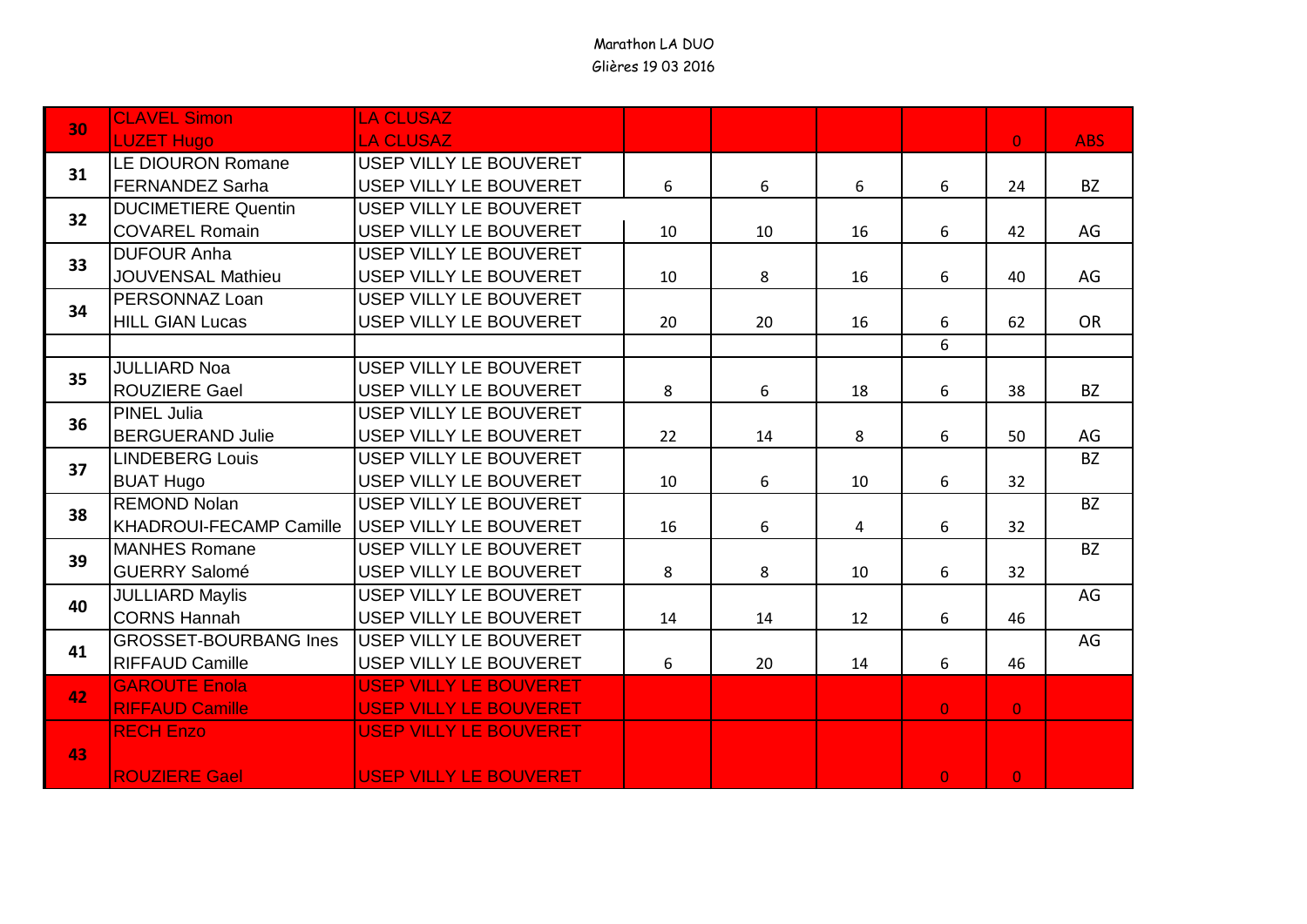Marathon LA DUO

Glières 19 03 2016

| | | | | | | | | |
|---|---|---|---|---|---|---|---|---|
| 30 | CLAVEL Simon | LA CLUSAZ | | | | | | |
| | LUZET Hugo | LA CLUSAZ | | | | | 0 | ABS |
| 31 | LE DIOURON Romane | USEP VILLY LE BOUVERET | | | | | | |
| | FERNANDEZ Sarha | USEP VILLY LE BOUVERET | 6 | 6 | 6 | 6 | 24 | BZ |
| 32 | DUCIMETIERE Quentin | USEP VILLY LE BOUVERET | | | | | | |
| | COVAREL Romain | USEP VILLY LE BOUVERET | 10 | 10 | 16 | 6 | 42 | AG |
| 33 | DUFOUR Anha | USEP VILLY LE BOUVERET | | | | | | |
| | JOUVENSAL Mathieu | USEP VILLY LE BOUVERET | 10 | 8 | 16 | 6 | 40 | AG |
| 34 | PERSONNAZ Loan | USEP VILLY LE BOUVERET | | | | | | |
| | HILL GIAN Lucas | USEP VILLY LE BOUVERET | 20 | 20 | 16 | 6 | 62 | OR |
| | | | | | | 6 | | |
| 35 | JULLIARD Noa | USEP VILLY LE BOUVERET | | | | | | |
| | ROUZIERE Gael | USEP VILLY LE BOUVERET | 8 | 6 | 18 | 6 | 38 | BZ |
| 36 | PINEL Julia | USEP VILLY LE BOUVERET | | | | | | |
| | BERGUERAND Julie | USEP VILLY LE BOUVERET | 22 | 14 | 8 | 6 | 50 | AG |
| 37 | LINDEBERG Louis | USEP VILLY LE BOUVERET | | | | | | BZ |
| | BUAT Hugo | USEP VILLY LE BOUVERET | 10 | 6 | 10 | 6 | 32 | |
| 38 | REMOND Nolan | USEP VILLY LE BOUVERET | | | | | | BZ |
| | KHADROUI-FECAMP Camille | USEP VILLY LE BOUVERET | 16 | 6 | 4 | 6 | 32 | |
| 39 | MANHES Romane | USEP VILLY LE BOUVERET | | | | | | BZ |
| | GUERRY Salomé | USEP VILLY LE BOUVERET | 8 | 8 | 10 | 6 | 32 | |
| 40 | JULLIARD Maylis | USEP VILLY LE BOUVERET | | | | | | AG |
| | CORNS Hannah | USEP VILLY LE BOUVERET | 14 | 14 | 12 | 6 | 46 | |
| 41 | GROSSET-BOURBANG Ines | USEP VILLY LE BOUVERET | | | | | | AG |
| | RIFFAUD Camille | USEP VILLY LE BOUVERET | 6 | 20 | 14 | 6 | 46 | |
| 42 | GAROUTE Enola | USEP VILLY LE BOUVERET | | | | | | |
| | RIFFAUD Camille | USEP VILLY LE BOUVERET | | | | 0 | 0 | |
| 43 | RECH Enzo | USEP VILLY LE BOUVERET | | | | | | |
| | ROUZIERE Gael | USEP VILLY LE BOUVERET | | | | 0 | 0 | |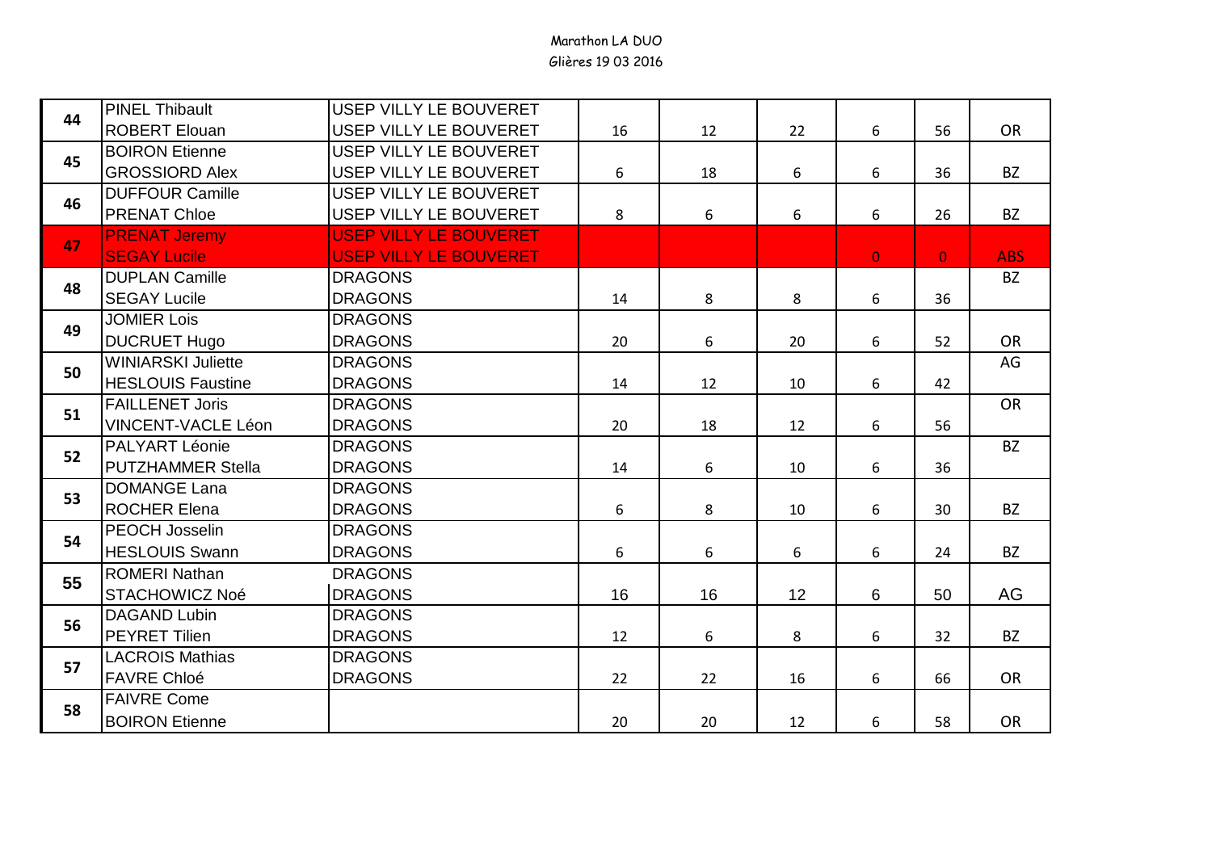Marathon LA DUO

Glières 19 03 2016

| | | | | | | | | |
|---|---|---|---|---|---|---|---|---|
| 44 | PINEL Thibault | USEP VILLY LE BOUVERET | | | | | | |
| | ROBERT Elouan | USEP VILLY LE BOUVERET | 16 | 12 | 22 | 6 | 56 | OR |
| 45 | BOIRON Etienne | USEP VILLY LE BOUVERET | | | | | | |
| | GROSSIORD Alex | USEP VILLY LE BOUVERET | 6 | 18 | 6 | 6 | 36 | BZ |
| 46 | DUFFOUR Camille | USEP VILLY LE BOUVERET | | | | | | |
| | PRENAT Chloe | USEP VILLY LE BOUVERET | 8 | 6 | 6 | 6 | 26 | BZ |
| 47 | PRENAT Jeremy | USEP VILLY LE BOUVERET | | | | | | |
| | SEGAY Lucile | USEP VILLY LE BOUVERET | | | | 0 | 0 | ABS |
| 48 | DUPLAN Camille | DRAGONS | | | | | | BZ |
| | SEGAY Lucile | DRAGONS | 14 | 8 | 8 | 6 | 36 | |
| 49 | JOMIER Lois | DRAGONS | | | | | | |
| | DUCRUET Hugo | DRAGONS | 20 | 6 | 20 | 6 | 52 | OR |
| 50 | WINIARSKI Juliette | DRAGONS | | | | | | AG |
| | HESLOUIS Faustine | DRAGONS | 14 | 12 | 10 | 6 | 42 | |
| 51 | FAILLENET Joris | DRAGONS | | | | | | OR |
| | VINCENT-VACLE Léon | DRAGONS | 20 | 18 | 12 | 6 | 56 | |
| 52 | PALYART Léonie | DRAGONS | | | | | | BZ |
| | PUTZHAMMER Stella | DRAGONS | 14 | 6 | 10 | 6 | 36 | |
| 53 | DOMANGE Lana | DRAGONS | | | | | | |
| | ROCHER Elena | DRAGONS | 6 | 8 | 10 | 6 | 30 | BZ |
| 54 | PEOCH Josselin | DRAGONS | | | | | | |
| | HESLOUIS Swann | DRAGONS | 6 | 6 | 6 | 6 | 24 | BZ |
| 55 | ROMERI Nathan | DRAGONS | | | | | | |
| | STACHOWICZ Noé | DRAGONS | 16 | 16 | 12 | 6 | 50 | AG |
| 56 | DAGAND Lubin | DRAGONS | | | | | | |
| | PEYRET Tilien | DRAGONS | 12 | 6 | 8 | 6 | 32 | BZ |
| 57 | LACROIS Mathias | DRAGONS | | | | | | |
| | FAVRE Chloé | DRAGONS | 22 | 22 | 16 | 6 | 66 | OR |
| 58 | FAIVRE Come | | | | | | | |
| | BOIRON Etienne | | 20 | 20 | 12 | 6 | 58 | OR |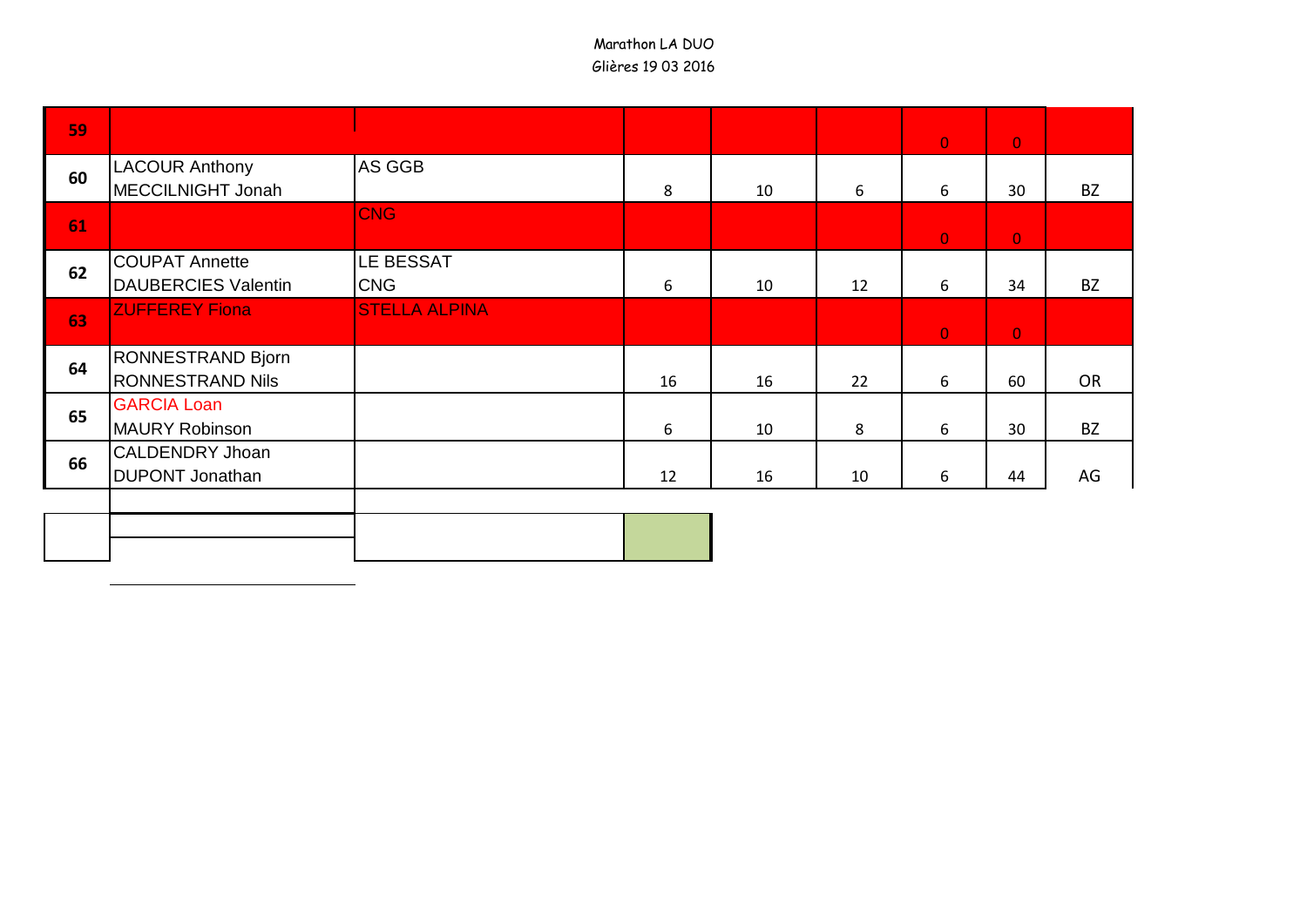Marathon LA DUO

Glières 19 03 2016

| | | | | | | | | |
|---|---|---|---|---|---|---|---|---|
| 59 | | | | | | 0 | 0 | |
| 60 | LACOUR Anthony<br>MECCILNIGHT Jonah | AS GGB | 8 | 10 | 6 | 6 | 30 | BZ |
| 61 | | CNG | | | | 0 | 0 | |
| 62 | COUPAT Annette<br>DAUBERCIES Valentin | LE BESSAT<br>CNG | 6 | 10 | 12 | 6 | 34 | BZ |
| 63 | ZUFFEREY Fiona | STELLA ALPINA | | | | 0 | 0 | |
| 64 | RONNESTRAND Bjorn<br>RONNESTRAND Nils | | 16 | 16 | 22 | 6 | 60 | OR |
| 65 | GARCIA Loan<br>MAURY Robinson | | 6 | 10 | 8 | 6 | 30 | BZ |
| 66 | CALDENDRY Jhoan<br>DUPONT Jonathan | | 12 | 16 | 10 | 6 | 44 | AG |